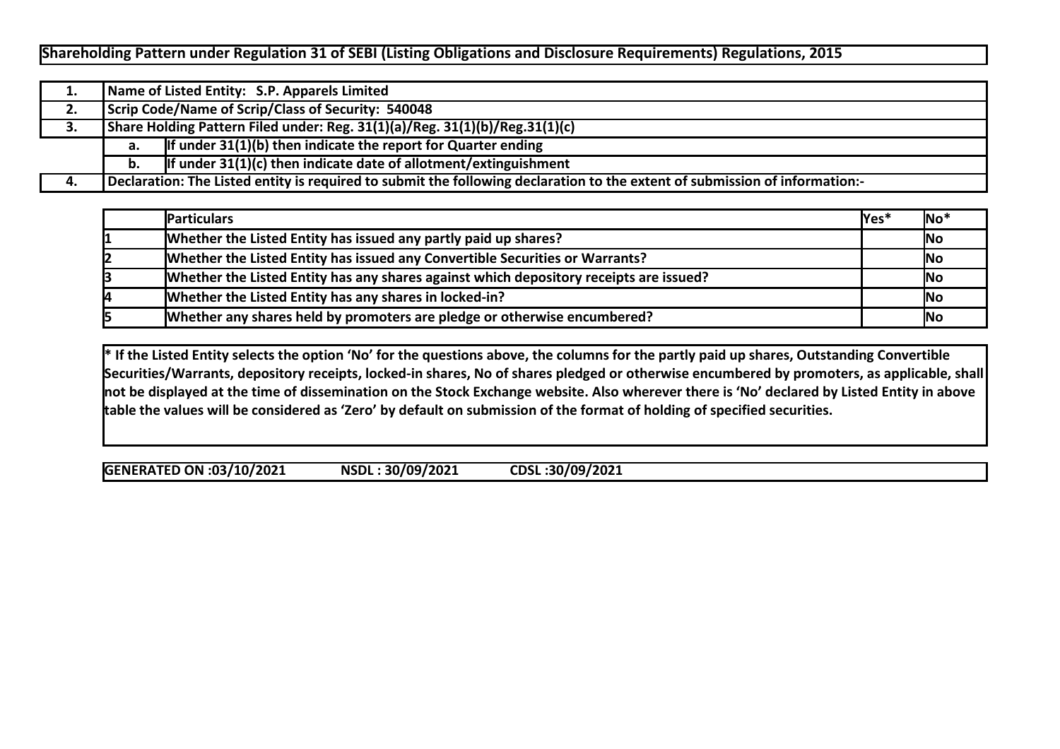# Shareholding Pattern under Regulation 31 of SEBI (Listing Obligations and Disclosure Requirements) Regulations, 2015

| | | |
|---|---|---|
| 1. | Name of Listed Entity: S.P. Apparels Limited | |
| 2. | Scrip Code/Name of Scrip/Class of Security: 540048 | |
| 3. | Share Holding Pattern Filed under: Reg. 31(1)(a)/Reg. 31(1)(b)/Reg.31(1)(c) | |
| | a. | If under 31(1)(b) then indicate the report for Quarter ending |
| | b. | If under 31(1)(c) then indicate date of allotment/extinguishment |
| 4. | Declaration: The Listed entity is required to submit the following declaration to the extent of submission of information:- | |

| | Particulars | Yes* | No* |
|---|---|---|---|
| 1 | Whether the Listed Entity has issued any partly paid up shares? | | No |
| 2 | Whether the Listed Entity has issued any Convertible Securities or Warrants? | | No |
| 3 | Whether the Listed Entity has any shares against which depository receipts are issued? | | No |
| 4 | Whether the Listed Entity has any shares in locked-in? | | No |
| 5 | Whether any shares held by promoters are pledge or otherwise encumbered? | | No |

**\* If the Listed Entity selects the option 'No' for the questions above, the columns for the partly paid up shares, Outstanding Convertible Securities/Warrants, depository receipts, locked-in shares, No of shares pledged or otherwise encumbered by promoters, as applicable, shall not be displayed at the time of dissemination on the Stock Exchange website. Also wherever there is 'No' declared by Listed Entity in above table the values will be considered as 'Zero' by default on submission of the format of holding of specified securities.**

**GENERATED ON :03/10/2021 NSDL : 30/09/2021 CDSL :30/09/2021**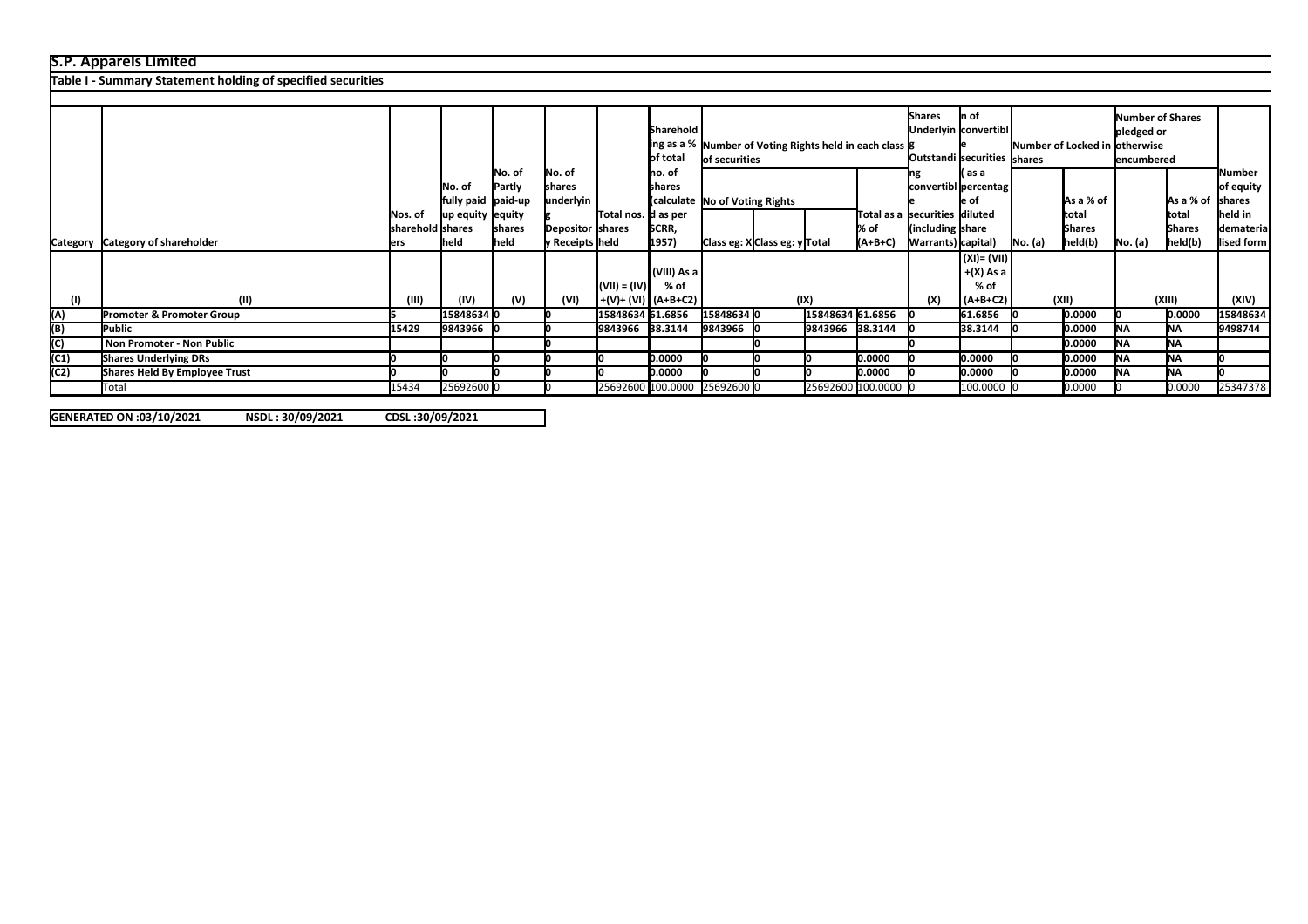**S.P. Apparels Limited**

**Table I - Summary Statement holding of specified securities**

| Category | Category of shareholder | Nos. of shareholders | No. of fully paid up equity shares held | No. of Partly paid-up equity shares held | No. of shares underlying Depository Receipts | Total nos. shares held | Shareholding as a % of total no. of shares (calculated as per SCRR, 1957) | Number of Voting Rights held in each class of securities | | | | No. of Shares Underlying Outstanding convertible securities (including Warrants) | Shareholding , as a % assuming full conversion of convertible securities ( as a percentage of diluted share capital) | Number of Locked in shares | | Number of Shares pledged or otherwise encumbered | | Number of equity shares held in dematerialised form |
|---|---|---|---|---|---|---|---|---|---|---|---|---|---|---|---|---|---|---|
| | | | | | | | | No of Voting Rights | | | Total as a % of (A+B+C) | | | No. (a) | As a % of total Shares held(b) | No. (a) | As a % of total Shares held(b) | |
| | | | | | | | | Class eg: X | Class eg: y | Total | | | | | | | | |
| (I) | (II) | (III) | (IV) | (V) | (VI) | (VII) = (IV)+(V)+ (VI) | (VIII) As a % of (A+B+C2) | (IX) | | | | (X) | (XI)= (VII)+(X) As a % of (A+B+C2) | (XII) | | (XIII) | | (XIV) |
| (A) | **Promoter & Promoter Group** | 5 | 15848634 | 0 | 0 | 15848634 | 61.6856 | 15848634 | 0 | 15848634 | 61.6856 | 0 | 61.6856 | 0 | 0.0000 | 0 | 0.0000 | 15848634 |
| (B) | **Public** | 15429 | 9843966 | 0 | 0 | 9843966 | 38.3144 | 9843966 | 0 | 9843966 | 38.3144 | 0 | 38.3144 | 0 | 0.0000 | NA | NA | 9498744 |
| (C) | **Non Promoter - Non Public** | | | | 0 | | | | 0 | | | 0 | | | 0.0000 | NA | NA | |
| (C1) | **Shares Underlying DRs** | 0 | 0 | 0 | 0 | 0 | 0.0000 | 0 | 0 | 0 | 0.0000 | 0 | 0.0000 | 0 | 0.0000 | NA | NA | 0 |
| (C2) | **Shares Held By Employee Trust** | 0 | 0 | 0 | 0 | 0 | 0.0000 | 0 | 0 | 0 | 0.0000 | 0 | 0.0000 | 0 | 0.0000 | NA | NA | 0 |
| | Total | 15434 | 25692600 | 0 | 0 | 25692600 | 100.0000 | 25692600 | 0 | 25692600 | 100.0000 | 0 | 100.0000 | 0 | 0.0000 | 0 | 0.0000 | 25347378 |

**GENERATED ON :03/10/2021 NSDL : 30/09/2021 CDSL :30/09/2021**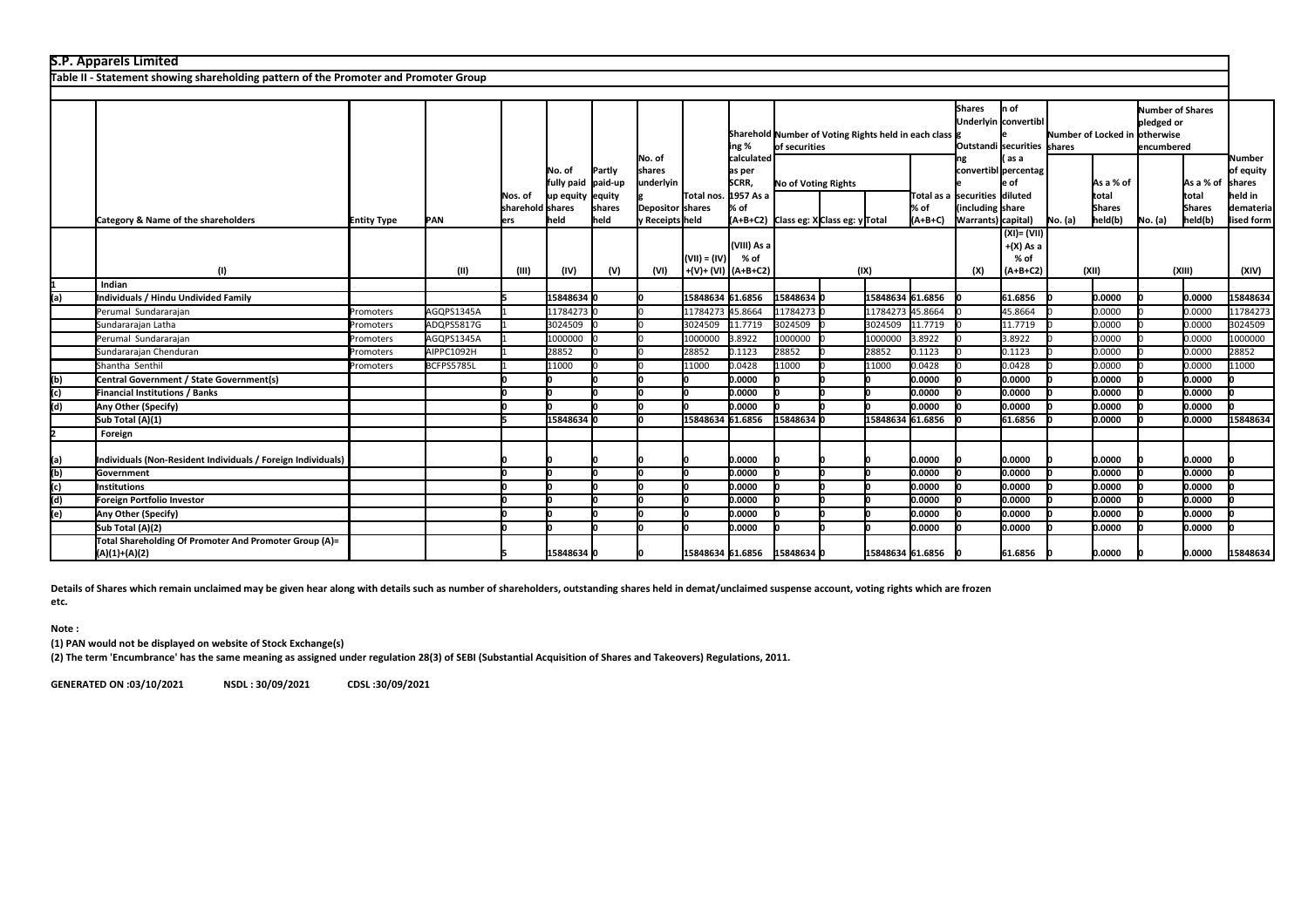**S.P. Apparels Limited**

**Table II - Statement showing shareholding pattern of the Promoter and Promoter Group**

| | Category & Name of the shareholders | Entity Type | PAN | Nos. of shareholders | No. of fully paid up equity shares held | Partly paid-up equity shares held | No. of shares underlying Depository Receipts | Total nos. shares held | Shareholding % calculated as per SCRR, 1957 As a % of (A+B+C2) | Number of Voting Rights held in each class of securities | | | | Shares Underlying Outstanding convertible securities (including Warrants) | Shareholding, as a % assuming full conversion of convertible securities ( as a percentage of diluted share capital) | Number of Locked in shares | | Number of Shares pledged or otherwise encumbered | | Number of equity shares held in dematerialised form |
|---|---|---|---|---|---|---|---|---|---|---|---|---|---|---|---|---|---|---|---|---|
| | | | | | | | | | | No of Voting Rights | | | Total as a % of (A+B+C) | | | No. (a) | As a % of total Shares held(b) | No. (a) | As a % of total Shares held(b) | |
| | | | | | | | | | | Class eg: X | Class eg: y | Total | | | | | | | | |
| | (I) | | (II) | (III) | (IV) | (V) | (VI) | (VII) = (IV)+(V)+ (VI) | (VIII) As a % of (A+B+C2) | (IX) | | | | (X) | (XI)= (VII)+(X) As a % of (A+B+C2) | (XII) | | (XIII) | | (XIV) |
| 1 | **Indian** | | | | | | | | | | | | | | | | | | | |
| (a) | **Individuals / Hindu Undivided Family** | | | 5 | 15848634 | 0 | 0 | 15848634 | 61.6856 | 15848634 | 0 | 15848634 | 61.6856 | 0 | 61.6856 | 0 | 0.0000 | 0 | 0.0000 | 15848634 |
| | Perumal Sundararajan | Promoters | AGQPS1345A | 1 | 11784273 | 0 | 0 | 11784273 | 45.8664 | 11784273 | 0 | 11784273 | 45.8664 | 0 | 45.8664 | 0 | 0.0000 | 0 | 0.0000 | 11784273 |
| | Sundararajan Latha | Promoters | ADQPS5817G | 1 | 3024509 | 0 | 0 | 3024509 | 11.7719 | 3024509 | 0 | 3024509 | 11.7719 | 0 | 11.7719 | 0 | 0.0000 | 0 | 0.0000 | 3024509 |
| | Perumal Sundararajan | Promoters | AGQPS1345A | 1 | 1000000 | 0 | 0 | 1000000 | 3.8922 | 1000000 | 0 | 1000000 | 3.8922 | 0 | 3.8922 | 0 | 0.0000 | 0 | 0.0000 | 1000000 |
| | Sundararajan Chenduran | Promoters | AIPPC1092H | 1 | 28852 | 0 | 0 | 28852 | 0.1123 | 28852 | 0 | 28852 | 0.1123 | 0 | 0.1123 | 0 | 0.0000 | 0 | 0.0000 | 28852 |
| | Shantha Senthil | Promoters | BCFPS5785L | 1 | 11000 | 0 | 0 | 11000 | 0.0428 | 11000 | 0 | 11000 | 0.0428 | 0 | 0.0428 | 0 | 0.0000 | 0 | 0.0000 | 11000 |
| (b) | **Central Government / State Government(s)** | | | 0 | 0 | 0 | 0 | 0 | 0.0000 | 0 | 0 | 0 | 0.0000 | 0 | 0.0000 | 0 | 0.0000 | 0 | 0.0000 | 0 |
| (c) | **Financial Institutions / Banks** | | | 0 | 0 | 0 | 0 | 0 | 0.0000 | 0 | 0 | 0 | 0.0000 | 0 | 0.0000 | 0 | 0.0000 | 0 | 0.0000 | 0 |
| (d) | **Any Other (Specify)** | | | 0 | 0 | 0 | 0 | 0 | 0.0000 | 0 | 0 | 0 | 0.0000 | 0 | 0.0000 | 0 | 0.0000 | 0 | 0.0000 | 0 |
| | **Sub Total (A)(1)** | | | 5 | 15848634 | 0 | 0 | 15848634 | 61.6856 | 15848634 | 0 | 15848634 | 61.6856 | 0 | 61.6856 | 0 | 0.0000 | 0 | 0.0000 | 15848634 |
| 2 | **Foreign** | | | | | | | | | | | | | | | | | | | |
| (a) | **Individuals (Non-Resident Individuals / Foreign Individuals)** | | | 0 | 0 | 0 | 0 | 0 | 0.0000 | 0 | 0 | 0 | 0.0000 | 0 | 0.0000 | 0 | 0.0000 | 0 | 0.0000 | 0 |
| (b) | **Government** | | | 0 | 0 | 0 | 0 | 0 | 0.0000 | 0 | 0 | 0 | 0.0000 | 0 | 0.0000 | 0 | 0.0000 | 0 | 0.0000 | 0 |
| (c) | **Institutions** | | | 0 | 0 | 0 | 0 | 0 | 0.0000 | 0 | 0 | 0 | 0.0000 | 0 | 0.0000 | 0 | 0.0000 | 0 | 0.0000 | 0 |
| (d) | **Foreign Portfolio Investor** | | | 0 | 0 | 0 | 0 | 0 | 0.0000 | 0 | 0 | 0 | 0.0000 | 0 | 0.0000 | 0 | 0.0000 | 0 | 0.0000 | 0 |
| (e) | **Any Other (Specify)** | | | 0 | 0 | 0 | 0 | 0 | 0.0000 | 0 | 0 | 0 | 0.0000 | 0 | 0.0000 | 0 | 0.0000 | 0 | 0.0000 | 0 |
| | **Sub Total (A)(2)** | | | 0 | 0 | 0 | 0 | 0 | 0.0000 | 0 | 0 | 0 | 0.0000 | 0 | 0.0000 | 0 | 0.0000 | 0 | 0.0000 | 0 |
| | **Total Shareholding Of Promoter And Promoter Group (A)= (A)(1)+(A)(2)** | | | 5 | 15848634 | 0 | 0 | 15848634 | 61.6856 | 15848634 | 0 | 15848634 | 61.6856 | 0 | 61.6856 | 0 | 0.0000 | 0 | 0.0000 | 15848634 |

**Details of Shares which remain unclaimed may be given hear along with details such as number of shareholders, outstanding shares held in demat/unclaimed suspense account, voting rights which are frozen etc.**

**Note :**

**(1) PAN would not be displayed on website of Stock Exchange(s)**

**(2) The term 'Encumbrance' has the same meaning as assigned under regulation 28(3) of SEBI (Substantial Acquisition of Shares and Takeovers) Regulations, 2011.**

**GENERATED ON :03/10/2021 NSDL : 30/09/2021 CDSL :30/09/2021**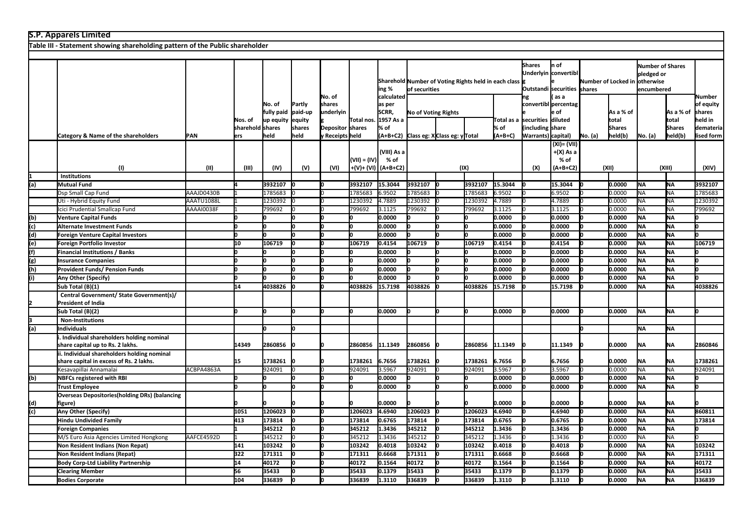**S.P. Apparels Limited**

**Table III - Statement showing shareholding pattern of the Public shareholder**

| | Category & Name of the shareholders | PAN | Nos. of shareholders | No. of fully paid up equity shares held | Partly paid-up equity shares held | No. of shares underlying Depository Receipts | Total nos. shares held | Shareholding % calculated as per SCRR, 1957 As a % of (A+B+C2) | Number of Voting Rights held in each class of securities | | | | Shares Underlying Outstanding convertible securities (including Warrants) | Shareholding, as a % assuming full conversion of convertible securities ( as a percentage of diluted share capital) | Number of Locked in shares | | Number of Shares pledged or otherwise encumbered | | Number of equity shares held in dematerialised form |
|---|---|---|---|---|---|---|---|---|---|---|---|---|---|---|---|---|---|---|---|
| | | | | | | | | | No of Voting Rights | | | Total as a % of (A+B+C) | | | No. (a) | As a % of total Shares held(b) | No. (a) | As a % of total Shares held(b) | |
| | | | | | | | | | Class eg: X | Class eg: y | Total | | | | | | | | |
| | (I) | (II) | (III) | (IV) | (V) | (VI) | (VII) = (IV)+(V)+ (VI) | (VIII) As a % of (A+B+C2) | (IX) | | | | (X) | (XI)= (VII)+(X) As a % of (A+B+C2) | (XII) | | (XIII) | | (XIV) |
| 1 | **Institutions** | | | | | | | | | | | | | | | | | | |
| (a) | **Mutual Fund** | | 4 | 3932107 | 0 | 0 | 3932107 | 15.3044 | 3932107 | 0 | 3932107 | 15.3044 | 0 | 15.3044 | 0 | 0.0000 | NA | NA | 3932107 |
| | Dsp Small Cap Fund | AAAJD0430B | 1 | 1785683 | 0 | 0 | 1785683 | 6.9502 | 1785683 | 0 | 1785683 | 6.9502 | 0 | 6.9502 | 0 | 0.0000 | NA | NA | 1785683 |
| | Uti - Hybrid Equity Fund | AAATU1088L | 1 | 1230392 | 0 | 0 | 1230392 | 4.7889 | 1230392 | 0 | 1230392 | 4.7889 | 0 | 4.7889 | 0 | 0.0000 | NA | NA | 1230392 |
| | Icici Prudential Smallcap Fund | AAAAI0038F | 1 | 799692 | 0 | 0 | 799692 | 3.1125 | 799692 | 0 | 799692 | 3.1125 | 0 | 3.1125 | 0 | 0.0000 | NA | NA | 799692 |
| (b) | **Venture Capital Funds** | | 0 | 0 | 0 | 0 | 0 | 0.0000 | 0 | 0 | 0 | 0.0000 | 0 | 0.0000 | 0 | 0.0000 | NA | NA | 0 |
| (c) | **Alternate Investment Funds** | | 0 | 0 | 0 | 0 | 0 | 0.0000 | 0 | 0 | 0 | 0.0000 | 0 | 0.0000 | 0 | 0.0000 | NA | NA | 0 |
| (d) | **Foreign Venture Capital Investors** | | 0 | 0 | 0 | 0 | 0 | 0.0000 | 0 | 0 | 0 | 0.0000 | 0 | 0.0000 | 0 | 0.0000 | NA | NA | 0 |
| (e) | **Foreign Portfolio Investor** | | 10 | 106719 | 0 | 0 | 106719 | 0.4154 | 106719 | 0 | 106719 | 0.4154 | 0 | 0.4154 | 0 | 0.0000 | NA | NA | 106719 |
| (f) | **Financial Institutions / Banks** | | 0 | 0 | 0 | 0 | 0 | 0.0000 | 0 | 0 | 0 | 0.0000 | 0 | 0.0000 | 0 | 0.0000 | NA | NA | 0 |
| (g) | **Insurance Companies** | | 0 | 0 | 0 | 0 | 0 | 0.0000 | 0 | 0 | 0 | 0.0000 | 0 | 0.0000 | 0 | 0.0000 | NA | NA | 0 |
| (h) | **Provident Funds/ Pension Funds** | | 0 | 0 | 0 | 0 | 0 | 0.0000 | 0 | 0 | 0 | 0.0000 | 0 | 0.0000 | 0 | 0.0000 | NA | NA | 0 |
| (i) | **Any Other (Specify)** | | 0 | 0 | 0 | 0 | 0 | 0.0000 | 0 | 0 | 0 | 0.0000 | 0 | 0.0000 | 0 | 0.0000 | NA | NA | 0 |
| | **Sub Total (B)(1)** | | 14 | 4038826 | 0 | 0 | 4038826 | 15.7198 | 4038826 | 0 | 4038826 | 15.7198 | 0 | 15.7198 | 0 | 0.0000 | NA | NA | 4038826 |
| 2 | **Central Government/ State Government(s)/ President of India** | | | | | | | | | | | | | | | | | | |
| | **Sub Total (B)(2)** | | 0 | 0 | 0 | 0 | 0 | 0.0000 | 0 | 0 | 0 | 0.0000 | 0 | 0.0000 | 0 | 0.0000 | NA | NA | 0 |
| 3 | **Non-Institutions** | | | | | | | | | | | | | | | | | | |
| (a) | **Individuals** | | | 0 | 0 | | | | | | | | | | 0 | | NA | NA | |
| | **i. Individual shareholders holding nominal share capital up to Rs. 2 lakhs.** | | 14349 | 2860856 | 0 | 0 | 2860856 | 11.1349 | 2860856 | 0 | 2860856 | 11.1349 | 0 | 11.1349 | 0 | 0.0000 | NA | NA | 2860846 |
| | **ii. Individual shareholders holding nominal share capital in excess of Rs. 2 lakhs.** | | 15 | 1738261 | 0 | 0 | 1738261 | 6.7656 | 1738261 | 0 | 1738261 | 6.7656 | 0 | 6.7656 | 0 | 0.0000 | NA | NA | 1738261 |
| | Kesavapillai Annamalai | ACBPA4863A | 1 | 924091 | 0 | 0 | 924091 | 3.5967 | 924091 | 0 | 924091 | 3.5967 | 0 | 3.5967 | 0 | 0.0000 | NA | NA | 924091 |
| (b) | **NBFCs registered with RBI** | | 0 | 0 | 0 | 0 | 0 | 0.0000 | 0 | 0 | 0 | 0.0000 | 0 | 0.0000 | 0 | 0.0000 | NA | NA | 0 |
| | **Trust Employee** | | 0 | 0 | 0 | 0 | 0 | 0.0000 | 0 | 0 | 0 | 0.0000 | 0 | 0.0000 | 0 | 0.0000 | NA | NA | 0 |
| (d) | **Overseas Depositories(holding DRs) (balancing figure)** | | 0 | 0 | 0 | 0 | 0 | 0.0000 | 0 | 0 | 0 | 0.0000 | 0 | 0.0000 | 0 | 0.0000 | NA | NA | 0 |
| (c) | **Any Other (Specify)** | | 1051 | 1206023 | 0 | 0 | 1206023 | 4.6940 | 1206023 | 0 | 1206023 | 4.6940 | 0 | 4.6940 | 0 | 0.0000 | NA | NA | 860811 |
| | **Hindu Undivided Family** | | 413 | 173814 | 0 | 0 | 173814 | 0.6765 | 173814 | 0 | 173814 | 0.6765 | 0 | 0.6765 | 0 | 0.0000 | NA | NA | 173814 |
| | **Foreign Companies** | | 1 | 345212 | 0 | 0 | 345212 | 1.3436 | 345212 | 0 | 345212 | 1.3436 | 0 | 1.3436 | 0 | 0.0000 | NA | NA | 0 |
| | M/S Euro Asia Agencies Limited Hongkong | AAFCE4592D | 1 | 345212 | 0 | 0 | 345212 | 1.3436 | 345212 | 0 | 345212 | 1.3436 | 0 | 1.3436 | 0 | 0.0000 | NA | NA | 0 |
| | **Non Resident Indians (Non Repat)** | | 141 | 103242 | 0 | 0 | 103242 | 0.4018 | 103242 | 0 | 103242 | 0.4018 | 0 | 0.4018 | 0 | 0.0000 | NA | NA | 103242 |
| | **Non Resident Indians (Repat)** | | 322 | 171311 | 0 | 0 | 171311 | 0.6668 | 171311 | 0 | 171311 | 0.6668 | 0 | 0.6668 | 0 | 0.0000 | NA | NA | 171311 |
| | **Body Corp-Ltd Liability Partnership** | | 14 | 40172 | 0 | 0 | 40172 | 0.1564 | 40172 | 0 | 40172 | 0.1564 | 0 | 0.1564 | 0 | 0.0000 | NA | NA | 40172 |
| | **Clearing Member** | | 56 | 35433 | 0 | 0 | 35433 | 0.1379 | 35433 | 0 | 35433 | 0.1379 | 0 | 0.1379 | 0 | 0.0000 | NA | NA | 35433 |
| | **Bodies Corporate** | | 104 | 336839 | 0 | 0 | 336839 | 1.3110 | 336839 | 0 | 336839 | 1.3110 | 0 | 1.3110 | 0 | 0.0000 | NA | NA | 336839 |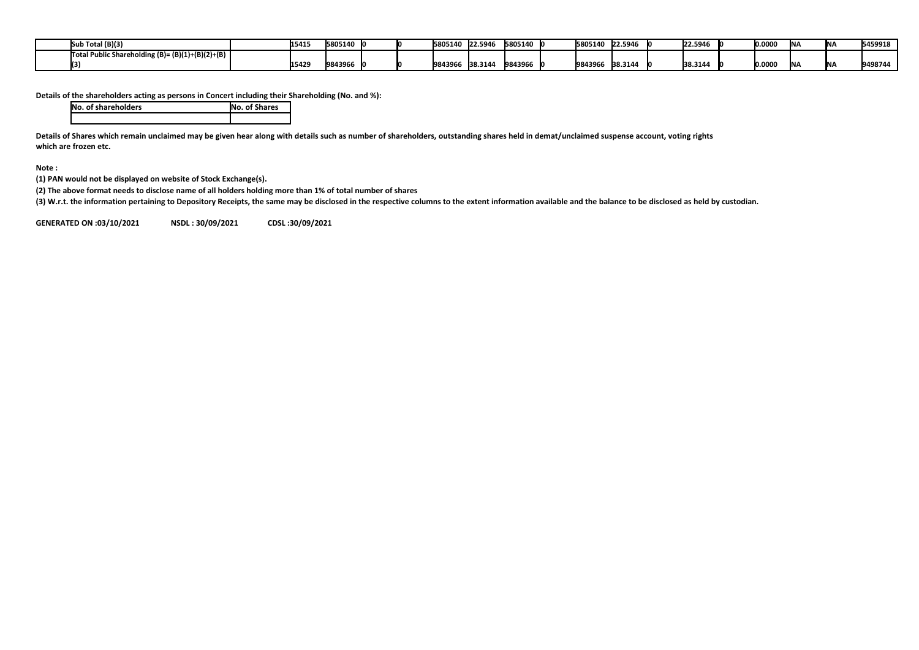| | Sub Total (B)(3) | | 15415 | 5805140 | 0 | 0 | 5805140 | 22.5946 | 5805140 | 0 | 5805140 | 22.5946 | 0 | 22.5946 | 0 | 0.0000 | NA | NA | 5459918 |
|---|---|---|---|---|---|---|---|---|---|---|---|---|---|---|---|---|---|---|---|
| | Total Public Shareholding (B)= (B)(1)+(B)(2)+(B)(3) | | 15429 | 9843966 | 0 | 0 | 9843966 | 38.3144 | 9843966 | 0 | 9843966 | 38.3144 | 0 | 38.3144 | 0 | 0.0000 | NA | NA | 9498744 |

**Details of the shareholders acting as persons in Concert including their Shareholding (No. and %):**

| No. of shareholders | No. of Shares |
|---|---|
| | |

**Details of Shares which remain unclaimed may be given hear along with details such as number of shareholders, outstanding shares held in demat/unclaimed suspense account, voting rights which are frozen etc.**

**Note :**

**(1) PAN would not be displayed on website of Stock Exchange(s).**

**(2) The above format needs to disclose name of all holders holding more than 1% of total number of shares**

**(3) W.r.t. the information pertaining to Depository Receipts, the same may be disclosed in the respective columns to the extent information available and the balance to be disclosed as held by custodian.**

**GENERATED ON :03/10/2021 NSDL : 30/09/2021 CDSL :30/09/2021**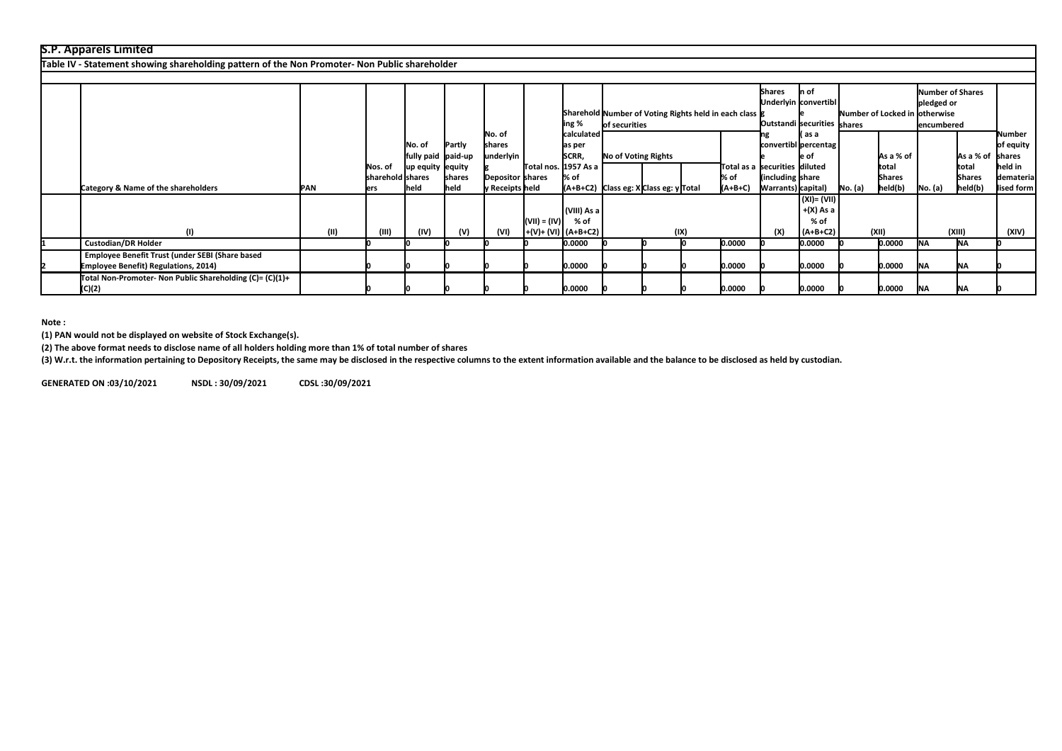**S.P. Apparels Limited**

**Table IV - Statement showing shareholding pattern of the Non Promoter- Non Public shareholder**

| | Category & Name of the shareholders | PAN | Nos. of shareholders | No. of fully paid up equity shares held | Partly paid-up equity shares held | No. of shares underlying Depository Receipts | Total nos. shares held | Shareholding % calculated as per SCRR, 1957 As a % of (A+B+C2) | Number of Voting Rights held in each class of securities | | | | No. of Shares Underlying Outstanding convertible securities (including Warrants) | Shareholding, as a % assuming full conversion of convertible securities (as a percentage of diluted share capital) | Number of Locked in shares | | Number of Shares pledged or otherwise encumbered | | Number of equity shares held in dematerialised form |
|---|---|---|---|---|---|---|---|---|---|---|---|---|---|---|---|---|---|---|---|
| | | | | | | | | | No of Voting Rights | | | Total as a % of (A+B+C) | | | No. (a) | As a % of total Shares held(b) | No. (a) | As a % of total Shares held(b) | |
| | | | | | | | | | Class eg: X | Class eg: y | Total | | | | | | | | |
| | (I) | (II) | (III) | (IV) | (V) | (VI) | (VII) = (IV)+(V)+ (VI) | (VIII) As a % of (A+B+C2) | (IX) | | | | (X) | (XI)= (VII)+(X) As a % of (A+B+C2) | (XII) | | (XIII) | | (XIV) |
| 1 | Custodian/DR Holder | | 0 | 0 | 0 | 0 | 0 | 0.0000 | 0 | 0 | 0 | 0.0000 | 0 | 0.0000 | 0 | 0.0000 | NA | NA | 0 |
| 2 | Employee Benefit Trust (under SEBI (Share based Employee Benefit) Regulations, 2014) | | 0 | 0 | 0 | 0 | 0 | 0.0000 | 0 | 0 | 0 | 0.0000 | 0 | 0.0000 | 0 | 0.0000 | NA | NA | 0 |
| | Total Non-Promoter- Non Public Shareholding (C)= (C)(1)+(C)(2) | | 0 | 0 | 0 | 0 | 0 | 0.0000 | 0 | 0 | 0 | 0.0000 | 0 | 0.0000 | 0 | 0.0000 | NA | NA | 0 |

**Note :**

**(1) PAN would not be displayed on website of Stock Exchange(s).**

**(2) The above format needs to disclose name of all holders holding more than 1% of total number of shares**

**(3) W.r.t. the information pertaining to Depository Receipts, the same may be disclosed in the respective columns to the extent information available and the balance to be disclosed as held by custodian.**

**GENERATED ON :03/10/2021 NSDL : 30/09/2021 CDSL :30/09/2021**